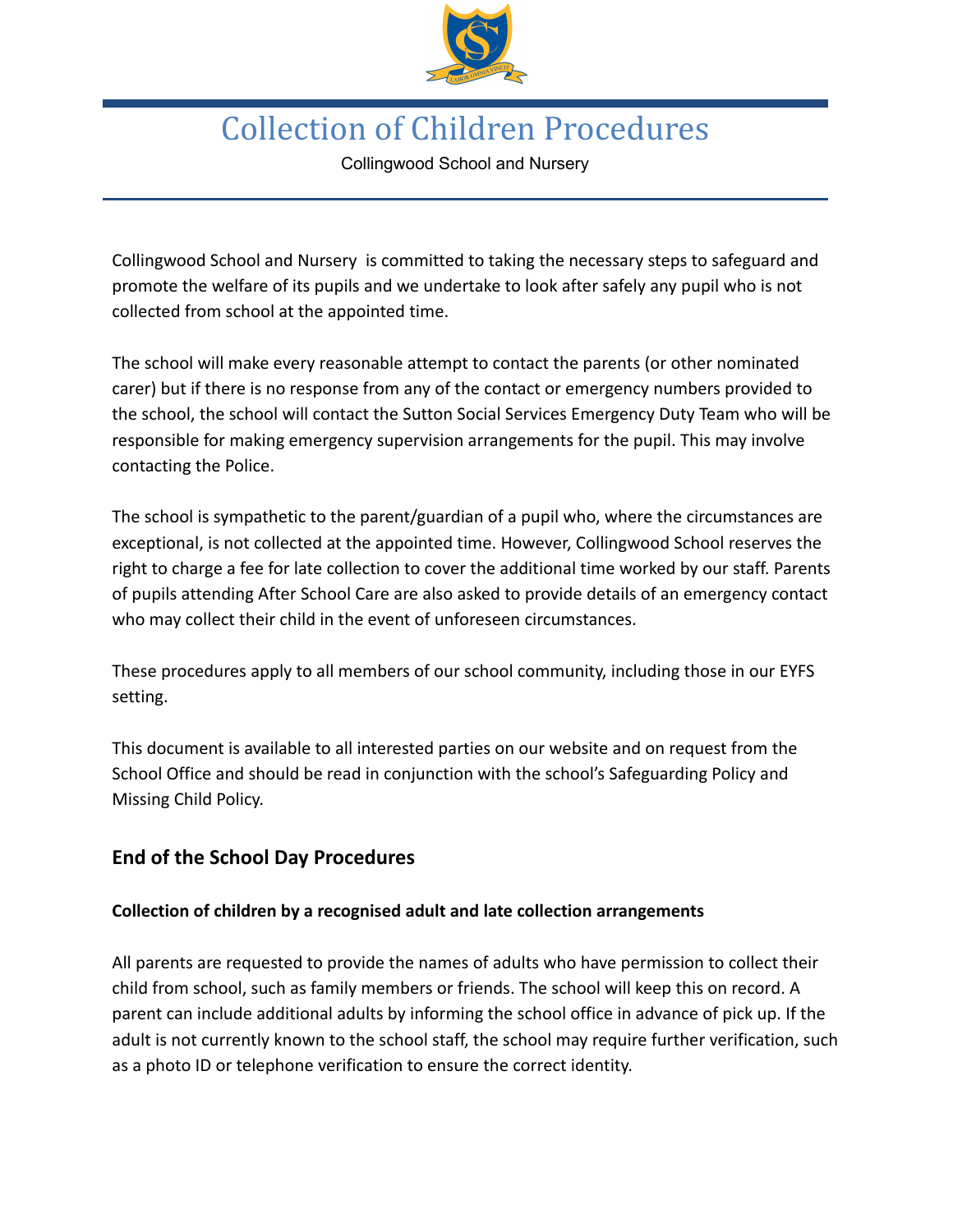# Collection of Children Procedures

Collingwood School and Nursery

Collingwood School and Nursery is committed to taking the necessary steps to safeguard and promote the welfare of its pupils and we undertake to look after safely any pupil who is not collected from school at the appointed time.

The school will make every reasonable attempt to contact the parents (or other nominated carer) but if there is no response from any of the contact or emergency numbers provided to the school, the school will contact the Sutton Social Services Emergency Duty Team who will be responsible for making emergency supervision arrangements for the pupil. This may involve contacting the Police.

The school is sympathetic to the parent/guardian of a pupil who, where the circumstances are exceptional, is not collected at the appointed time. However, Collingwood School reserves the right to charge a fee for late collection to cover the additional time worked by our staff. Parents of pupils attending After School Care are also asked to provide details of an emergency contact who may collect their child in the event of unforeseen circumstances.

These procedures apply to all members of our school community, including those in our EYFS setting.

This document is available to all interested parties on our website and on request from the School Office and should be read in conjunction with the school's Safeguarding Policy and Missing Child Policy.

## End of the School Day Procedures

### Collection of children by a recognised adult and late collection arrangements

All parents are requested to provide the names of adults who have permission to collect their child from school, such as family members or friends. The school will keep this on record. A parent can include additional adults by informing the school office in advance of pick up. If the adult is not currently known to the school staff, the school may require further verification, such as a photo ID or telephone verification to ensure the correct identity.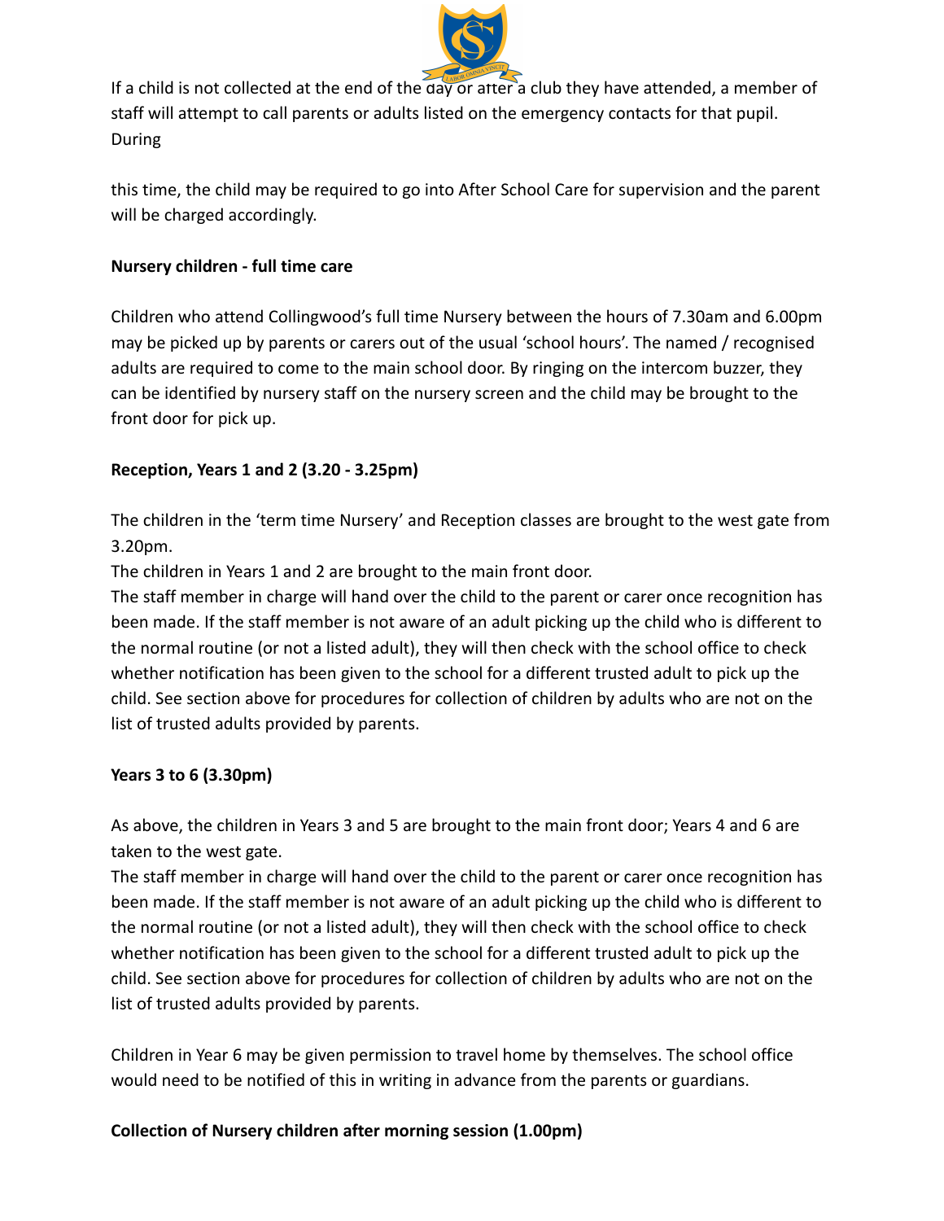If a child is not collected at the end of the day or after a club they have attended, a member of staff will attempt to call parents or adults listed on the emergency contacts for that pupil. During

this time, the child may be required to go into After School Care for supervision and the parent will be charged accordingly.

**Nursery children - full time care**

Children who attend Collingwood's full time Nursery between the hours of 7.30am and 6.00pm may be picked up by parents or carers out of the usual 'school hours'. The named / recognised adults are required to come to the main school door. By ringing on the intercom buzzer, they can be identified by nursery staff on the nursery screen and the child may be brought to the front door for pick up.

**Reception, Years 1 and 2 (3.20 - 3.25pm)**

The children in the 'term time Nursery' and Reception classes are brought to the west gate from 3.20pm.

The children in Years 1 and 2 are brought to the main front door.

The staff member in charge will hand over the child to the parent or carer once recognition has been made. If the staff member is not aware of an adult picking up the child who is different to the normal routine (or not a listed adult), they will then check with the school office to check whether notification has been given to the school for a different trusted adult to pick up the child. See section above for procedures for collection of children by adults who are not on the list of trusted adults provided by parents.

**Years 3 to 6 (3.30pm)**

As above, the children in Years 3 and 5 are brought to the main front door; Years 4 and 6 are taken to the west gate.

The staff member in charge will hand over the child to the parent or carer once recognition has been made. If the staff member is not aware of an adult picking up the child who is different to the normal routine (or not a listed adult), they will then check with the school office to check whether notification has been given to the school for a different trusted adult to pick up the child. See section above for procedures for collection of children by adults who are not on the list of trusted adults provided by parents.

Children in Year 6 may be given permission to travel home by themselves. The school office would need to be notified of this in writing in advance from the parents or guardians.

**Collection of Nursery children after morning session (1.00pm)**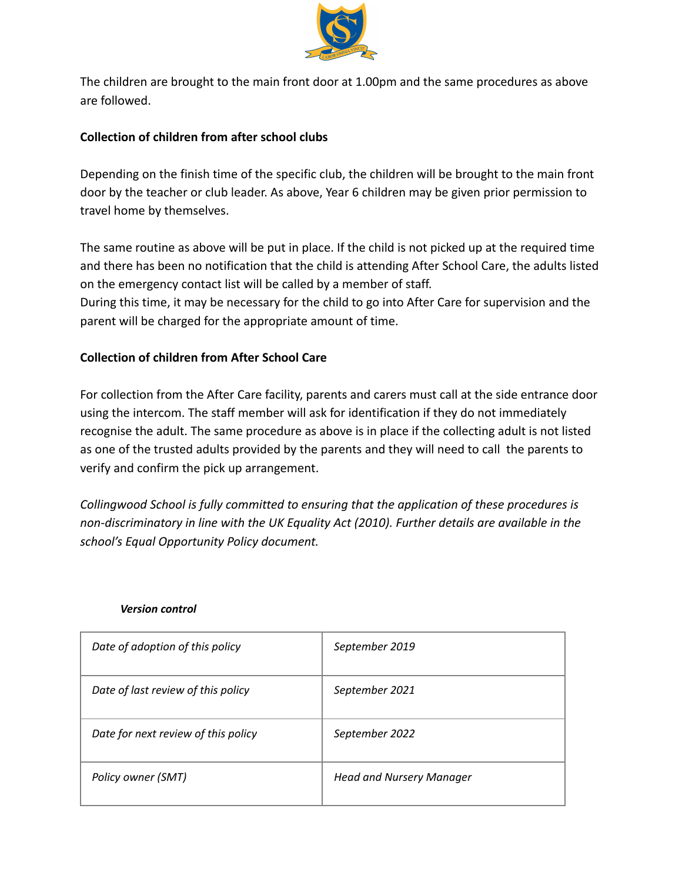The children are brought to the main front door at 1.00pm and the same procedures as above are followed.

**Collection of children from after school clubs**

Depending on the finish time of the specific club, the children will be brought to the main front door by the teacher or club leader. As above, Year 6 children may be given prior permission to travel home by themselves.

The same routine as above will be put in place. If the child is not picked up at the required time and there has been no notification that the child is attending After School Care, the adults listed on the emergency contact list will be called by a member of staff.
During this time, it may be necessary for the child to go into After Care for supervision and the parent will be charged for the appropriate amount of time.

**Collection of children from After School Care**

For collection from the After Care facility, parents and carers must call at the side entrance door using the intercom. The staff member will ask for identification if they do not immediately recognise the adult. The same procedure as above is in place if the collecting adult is not listed as one of the trusted adults provided by the parents and they will need to call the parents to verify and confirm the pick up arrangement.

*Collingwood School is fully committed to ensuring that the application of these procedures is non-discriminatory in line with the UK Equality Act (2010). Further details are available in the school's Equal Opportunity Policy document.*

***Version control***

| | |
|---|---|
| *Date of adoption of this policy* | *September 2019* |
| *Date of last review of this policy* | *September 2021* |
| *Date for next review of this policy* | *September 2022* |
| *Policy owner (SMT)* | *Head and Nursery Manager* |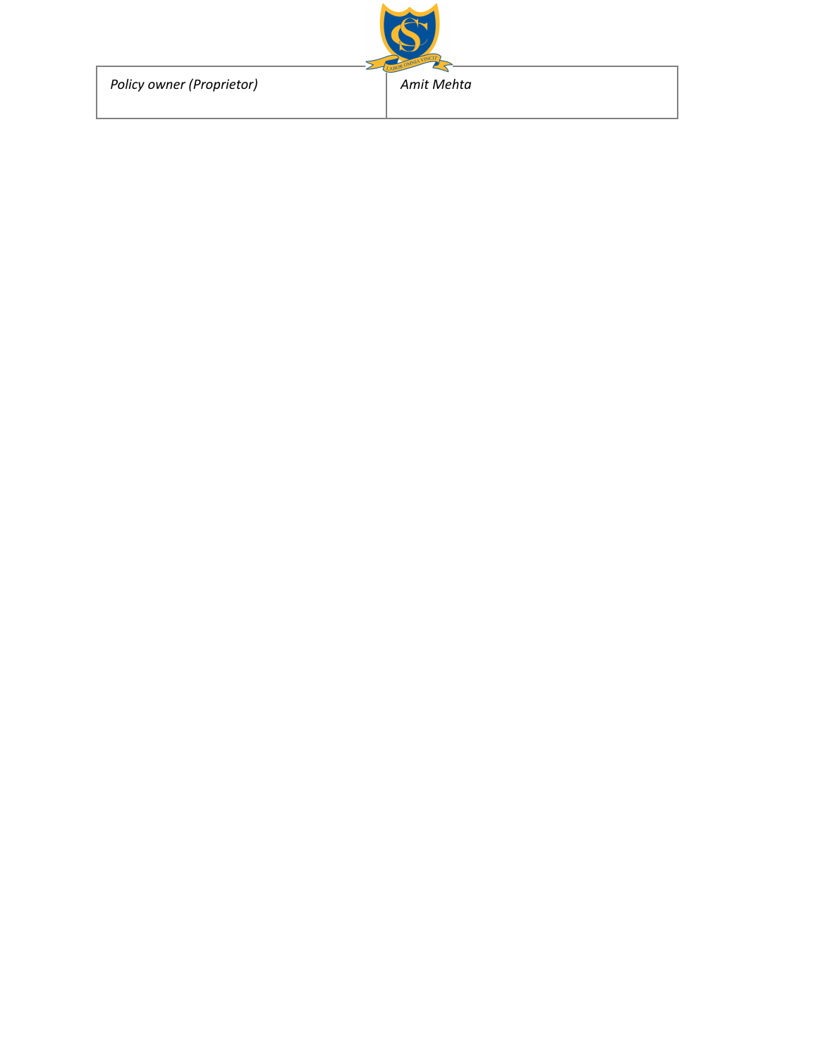| | |
|---|---|
| *Policy owner (Proprietor)* | *Amit Mehta* |